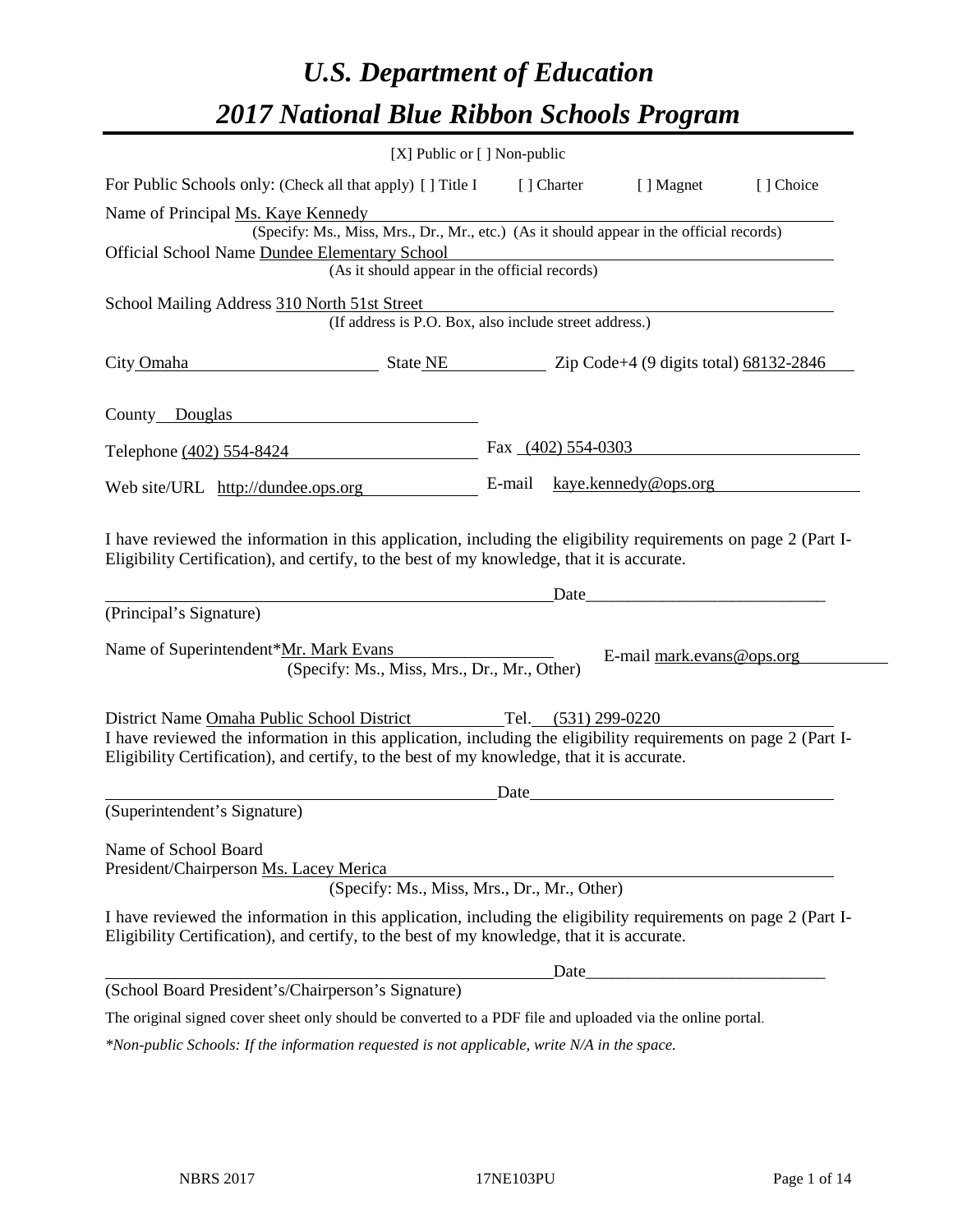# *U.S. Department of Education*

# *2017 National Blue Ribbon Schools Program*

[X] Public or [ ] Non-public

For Public Schools only: (Check all that apply) [ ] Title I [ ] Charter [ ] Magnet [ ] Choice

Name of Principal Ms. Kaye Kennedy
(Specify: Ms., Miss, Mrs., Dr., Mr., etc.) (As it should appear in the official records)

Official School Name Dundee Elementary School
(As it should appear in the official records)

School Mailing Address 310 North 51st Street
(If address is P.O. Box, also include street address.)

City Omaha State NE Zip Code+4 (9 digits total) 68132-2846

County Douglas

Telephone (402) 554-8424 Fax (402) 554-0303

Web site/URL http://dundee.ops.org E-mail kaye.kennedy@ops.org

I have reviewed the information in this application, including the eligibility requirements on page 2 (Part I-Eligibility Certification), and certify, to the best of my knowledge, that it is accurate.

_________________________________________ Date____________________________

(Principal's Signature)

Name of Superintendent*Mr. Mark Evans E-mail mark.evans@ops.org
(Specify: Ms., Miss, Mrs., Dr., Mr., Other)

District Name Omaha Public School District Tel. (531) 299-0220

I have reviewed the information in this application, including the eligibility requirements on page 2 (Part I-Eligibility Certification), and certify, to the best of my knowledge, that it is accurate.

_________________________________________ Date____________________________

(Superintendent's Signature)

Name of School Board
President/Chairperson Ms. Lacey Merica
(Specify: Ms., Miss, Mrs., Dr., Mr., Other)

I have reviewed the information in this application, including the eligibility requirements on page 2 (Part I-Eligibility Certification), and certify, to the best of my knowledge, that it is accurate.

_________________________________________ Date____________________________

(School Board President's/Chairperson's Signature)

The original signed cover sheet only should be converted to a PDF file and uploaded via the online portal.

*\*Non-public Schools: If the information requested is not applicable, write N/A in the space.*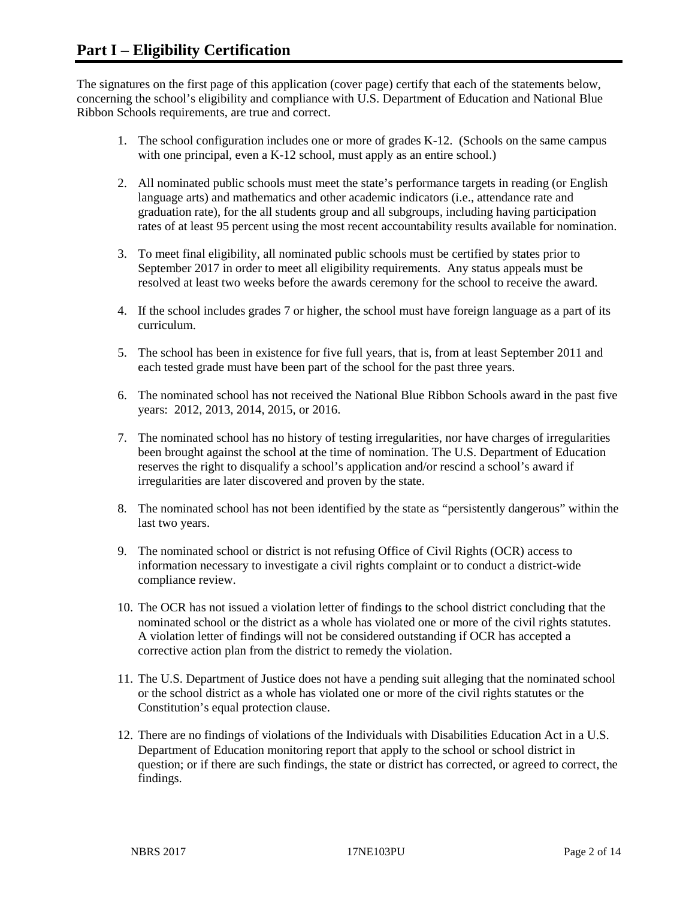# Part I – Eligibility Certification

The signatures on the first page of this application (cover page) certify that each of the statements below, concerning the school's eligibility and compliance with U.S. Department of Education and National Blue Ribbon Schools requirements, are true and correct.

1. The school configuration includes one or more of grades K-12. (Schools on the same campus with one principal, even a K-12 school, must apply as an entire school.)

2. All nominated public schools must meet the state's performance targets in reading (or English language arts) and mathematics and other academic indicators (i.e., attendance rate and graduation rate), for the all students group and all subgroups, including having participation rates of at least 95 percent using the most recent accountability results available for nomination.

3. To meet final eligibility, all nominated public schools must be certified by states prior to September 2017 in order to meet all eligibility requirements. Any status appeals must be resolved at least two weeks before the awards ceremony for the school to receive the award.

4. If the school includes grades 7 or higher, the school must have foreign language as a part of its curriculum.

5. The school has been in existence for five full years, that is, from at least September 2011 and each tested grade must have been part of the school for the past three years.

6. The nominated school has not received the National Blue Ribbon Schools award in the past five years: 2012, 2013, 2014, 2015, or 2016.

7. The nominated school has no history of testing irregularities, nor have charges of irregularities been brought against the school at the time of nomination. The U.S. Department of Education reserves the right to disqualify a school's application and/or rescind a school's award if irregularities are later discovered and proven by the state.

8. The nominated school has not been identified by the state as "persistently dangerous" within the last two years.

9. The nominated school or district is not refusing Office of Civil Rights (OCR) access to information necessary to investigate a civil rights complaint or to conduct a district-wide compliance review.

10. The OCR has not issued a violation letter of findings to the school district concluding that the nominated school or the district as a whole has violated one or more of the civil rights statutes. A violation letter of findings will not be considered outstanding if OCR has accepted a corrective action plan from the district to remedy the violation.

11. The U.S. Department of Justice does not have a pending suit alleging that the nominated school or the school district as a whole has violated one or more of the civil rights statutes or the Constitution's equal protection clause.

12. There are no findings of violations of the Individuals with Disabilities Education Act in a U.S. Department of Education monitoring report that apply to the school or school district in question; or if there are such findings, the state or district has corrected, or agreed to correct, the findings.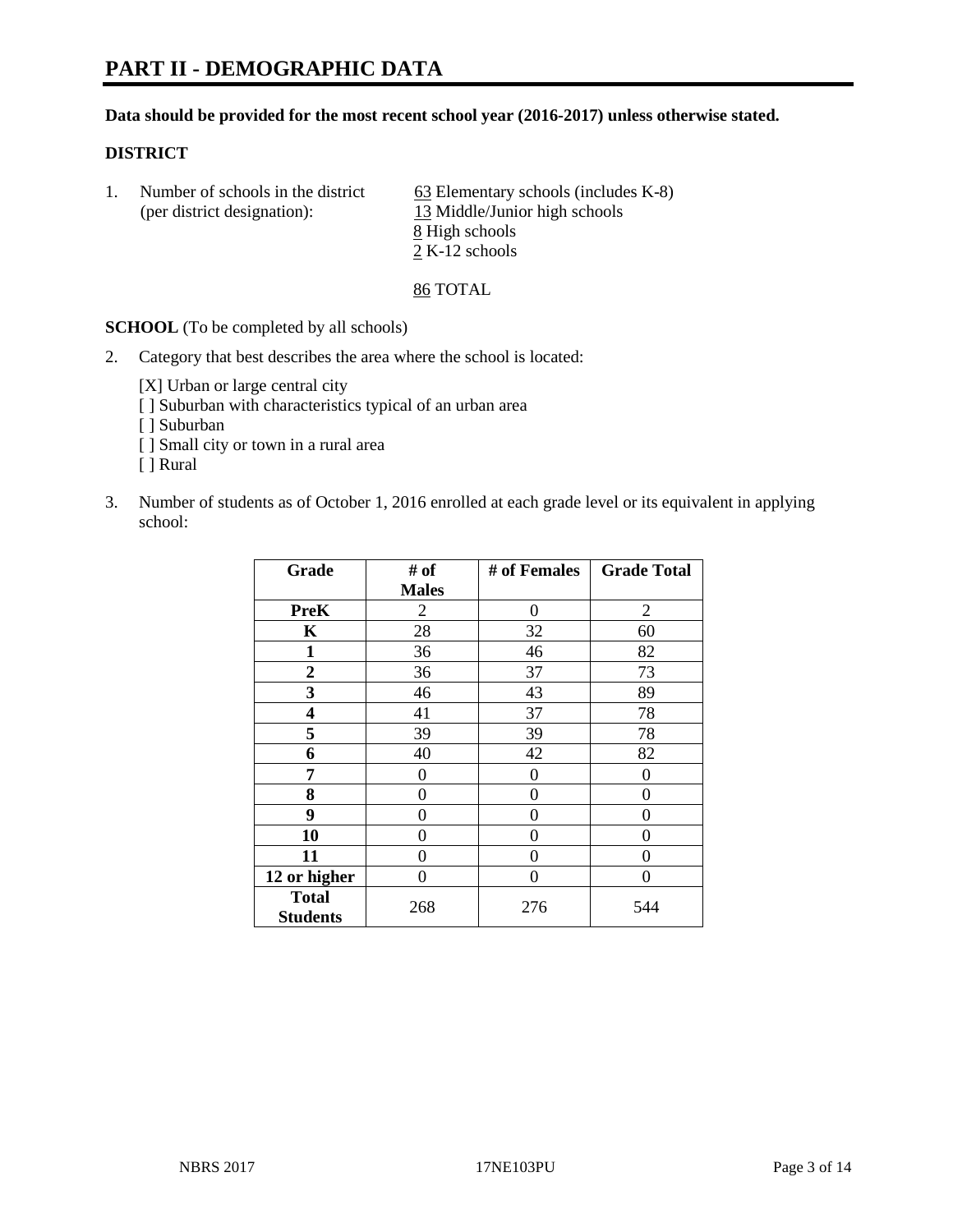# PART II - DEMOGRAPHIC DATA

**Data should be provided for the most recent school year (2016-2017) unless otherwise stated.**

**DISTRICT**

1. Number of schools in the district (per district designation):
   63 Elementary schools (includes K-8)
   13 Middle/Junior high schools
   8 High schools
   2 K-12 schools

   86 TOTAL

**SCHOOL** (To be completed by all schools)

2. Category that best describes the area where the school is located:

   [X] Urban or large central city
   [ ] Suburban with characteristics typical of an urban area
   [ ] Suburban
   [ ] Small city or town in a rural area
   [ ] Rural

3. Number of students as of October 1, 2016 enrolled at each grade level or its equivalent in applying school:

| Grade | # of Males | # of Females | Grade Total |
|---|---|---|---|
| **PreK** | 2 | 0 | 2 |
| **K** | 28 | 32 | 60 |
| **1** | 36 | 46 | 82 |
| **2** | 36 | 37 | 73 |
| **3** | 46 | 43 | 89 |
| **4** | 41 | 37 | 78 |
| **5** | 39 | 39 | 78 |
| **6** | 40 | 42 | 82 |
| **7** | 0 | 0 | 0 |
| **8** | 0 | 0 | 0 |
| **9** | 0 | 0 | 0 |
| **10** | 0 | 0 | 0 |
| **11** | 0 | 0 | 0 |
| **12 or higher** | 0 | 0 | 0 |
| **Total Students** | 268 | 276 | 544 |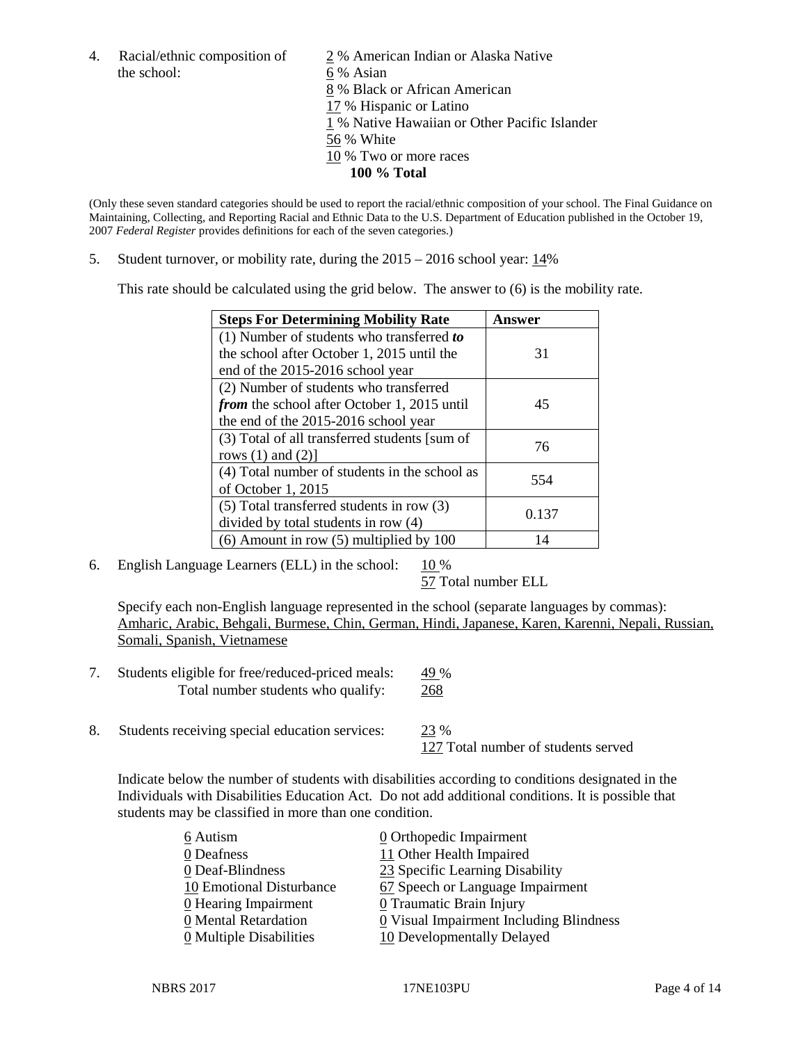4. Racial/ethnic composition of the school:

2 % American Indian or Alaska Native
6 % Asian
8 % Black or African American
17 % Hispanic or Latino
1 % Native Hawaiian or Other Pacific Islander
56 % White
10 % Two or more races
**100 % Total**

(Only these seven standard categories should be used to report the racial/ethnic composition of your school. The Final Guidance on Maintaining, Collecting, and Reporting Racial and Ethnic Data to the U.S. Department of Education published in the October 19, 2007 *Federal Register* provides definitions for each of the seven categories.)

5. Student turnover, or mobility rate, during the 2015 – 2016 school year: 14%

This rate should be calculated using the grid below. The answer to (6) is the mobility rate.

| **Steps For Determining Mobility Rate** | **Answer** |
|---|---|
| (1) Number of students who transferred ***to*** the school after October 1, 2015 until the end of the 2015-2016 school year | 31 |
| (2) Number of students who transferred ***from*** the school after October 1, 2015 until the end of the 2015-2016 school year | 45 |
| (3) Total of all transferred students [sum of rows (1) and (2)] | 76 |
| (4) Total number of students in the school as of October 1, 2015 | 554 |
| (5) Total transferred students in row (3) divided by total students in row (4) | 0.137 |
| (6) Amount in row (5) multiplied by 100 | 14 |

6. English Language Learners (ELL) in the school: 10 %
57 Total number ELL

Specify each non-English language represented in the school (separate languages by commas):
Amharic, Arabic, Behgali, Burmese, Chin, German, Hindi, Japanese, Karen, Karenni, Nepali, Russian, Somali, Spanish, Vietnamese

7. Students eligible for free/reduced-priced meals: 49 %
Total number students who qualify: 268

8. Students receiving special education services: 23 %
127 Total number of students served

Indicate below the number of students with disabilities according to conditions designated in the Individuals with Disabilities Education Act. Do not add additional conditions. It is possible that students may be classified in more than one condition.

6 Autism
0 Deafness
0 Deaf-Blindness
10 Emotional Disturbance
0 Hearing Impairment
0 Mental Retardation
0 Multiple Disabilities
0 Orthopedic Impairment
11 Other Health Impaired
23 Specific Learning Disability
67 Speech or Language Impairment
0 Traumatic Brain Injury
0 Visual Impairment Including Blindness
10 Developmentally Delayed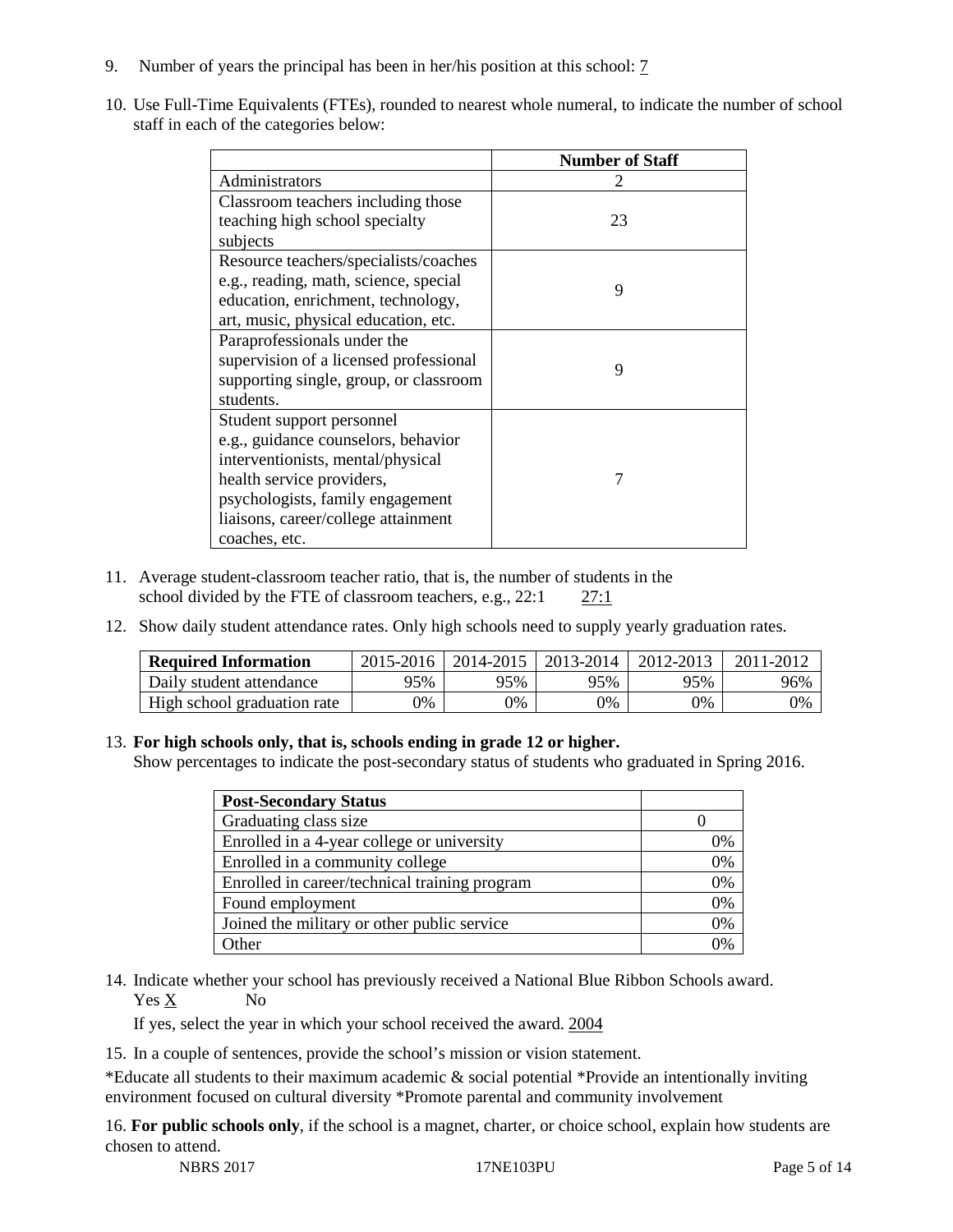9. Number of years the principal has been in her/his position at this school: 7

10. Use Full-Time Equivalents (FTEs), rounded to nearest whole numeral, to indicate the number of school staff in each of the categories below:

| | Number of Staff |
|---|---|
| Administrators | 2 |
| Classroom teachers including those teaching high school specialty subjects | 23 |
| Resource teachers/specialists/coaches e.g., reading, math, science, special education, enrichment, technology, art, music, physical education, etc. | 9 |
| Paraprofessionals under the supervision of a licensed professional supporting single, group, or classroom students. | 9 |
| Student support personnel e.g., guidance counselors, behavior interventionists, mental/physical health service providers, psychologists, family engagement liaisons, career/college attainment coaches, etc. | 7 |

11. Average student-classroom teacher ratio, that is, the number of students in the school divided by the FTE of classroom teachers, e.g., 22:1 27:1

12. Show daily student attendance rates. Only high schools need to supply yearly graduation rates.

| Required Information | 2015-2016 | 2014-2015 | 2013-2014 | 2012-2013 | 2011-2012 |
|---|---|---|---|---|---|
| Daily student attendance | 95% | 95% | 95% | 95% | 96% |
| High school graduation rate | 0% | 0% | 0% | 0% | 0% |

13. **For high schools only, that is, schools ending in grade 12 or higher.**
Show percentages to indicate the post-secondary status of students who graduated in Spring 2016.

| Post-Secondary Status | |
|---|---|
| Graduating class size | 0 |
| Enrolled in a 4-year college or university | 0% |
| Enrolled in a community college | 0% |
| Enrolled in career/technical training program | 0% |
| Found employment | 0% |
| Joined the military or other public service | 0% |
| Other | 0% |

14. Indicate whether your school has previously received a National Blue Ribbon Schools award.
Yes X No

If yes, select the year in which your school received the award. 2004

15. In a couple of sentences, provide the school's mission or vision statement.

*Educate all students to their maximum academic & social potential *Provide an intentionally inviting environment focused on cultural diversity *Promote parental and community involvement

16. **For public schools only**, if the school is a magnet, charter, or choice school, explain how students are chosen to attend.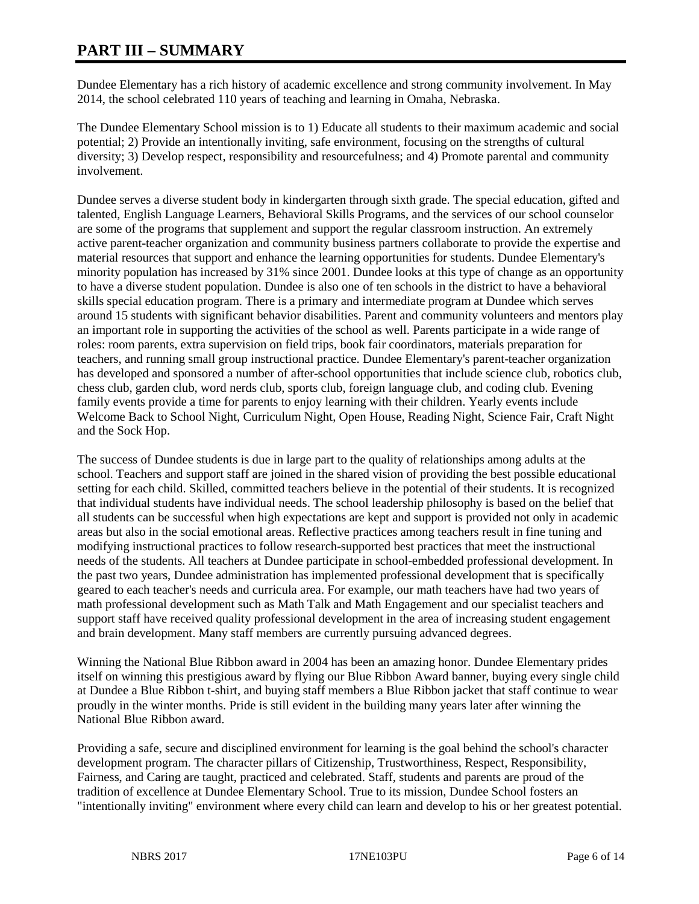# PART III – SUMMARY

Dundee Elementary has a rich history of academic excellence and strong community involvement. In May 2014, the school celebrated 110 years of teaching and learning in Omaha, Nebraska.

The Dundee Elementary School mission is to 1) Educate all students to their maximum academic and social potential; 2) Provide an intentionally inviting, safe environment, focusing on the strengths of cultural diversity; 3) Develop respect, responsibility and resourcefulness; and 4) Promote parental and community involvement.

Dundee serves a diverse student body in kindergarten through sixth grade. The special education, gifted and talented, English Language Learners, Behavioral Skills Programs, and the services of our school counselor are some of the programs that supplement and support the regular classroom instruction. An extremely active parent-teacher organization and community business partners collaborate to provide the expertise and material resources that support and enhance the learning opportunities for students. Dundee Elementary's minority population has increased by 31% since 2001. Dundee looks at this type of change as an opportunity to have a diverse student population. Dundee is also one of ten schools in the district to have a behavioral skills special education program. There is a primary and intermediate program at Dundee which serves around 15 students with significant behavior disabilities. Parent and community volunteers and mentors play an important role in supporting the activities of the school as well. Parents participate in a wide range of roles: room parents, extra supervision on field trips, book fair coordinators, materials preparation for teachers, and running small group instructional practice. Dundee Elementary's parent-teacher organization has developed and sponsored a number of after-school opportunities that include science club, robotics club, chess club, garden club, word nerds club, sports club, foreign language club, and coding club. Evening family events provide a time for parents to enjoy learning with their children. Yearly events include Welcome Back to School Night, Curriculum Night, Open House, Reading Night, Science Fair, Craft Night and the Sock Hop.

The success of Dundee students is due in large part to the quality of relationships among adults at the school. Teachers and support staff are joined in the shared vision of providing the best possible educational setting for each child. Skilled, committed teachers believe in the potential of their students. It is recognized that individual students have individual needs. The school leadership philosophy is based on the belief that all students can be successful when high expectations are kept and support is provided not only in academic areas but also in the social emotional areas. Reflective practices among teachers result in fine tuning and modifying instructional practices to follow research-supported best practices that meet the instructional needs of the students. All teachers at Dundee participate in school-embedded professional development. In the past two years, Dundee administration has implemented professional development that is specifically geared to each teacher's needs and curricula area. For example, our math teachers have had two years of math professional development such as Math Talk and Math Engagement and our specialist teachers and support staff have received quality professional development in the area of increasing student engagement and brain development. Many staff members are currently pursuing advanced degrees.

Winning the National Blue Ribbon award in 2004 has been an amazing honor. Dundee Elementary prides itself on winning this prestigious award by flying our Blue Ribbon Award banner, buying every single child at Dundee a Blue Ribbon t-shirt, and buying staff members a Blue Ribbon jacket that staff continue to wear proudly in the winter months. Pride is still evident in the building many years later after winning the National Blue Ribbon award.

Providing a safe, secure and disciplined environment for learning is the goal behind the school's character development program. The character pillars of Citizenship, Trustworthiness, Respect, Responsibility, Fairness, and Caring are taught, practiced and celebrated. Staff, students and parents are proud of the tradition of excellence at Dundee Elementary School. True to its mission, Dundee School fosters an "intentionally inviting" environment where every child can learn and develop to his or her greatest potential.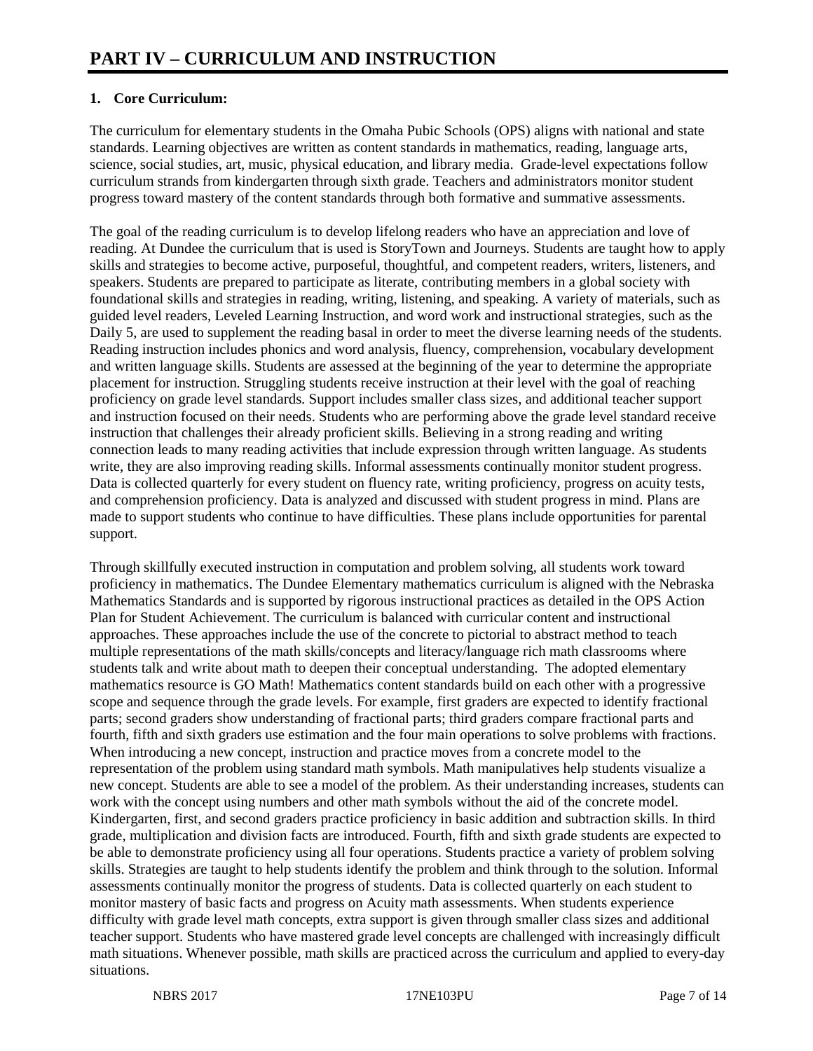# PART IV – CURRICULUM AND INSTRUCTION

**1. Core Curriculum:**

The curriculum for elementary students in the Omaha Pubic Schools (OPS) aligns with national and state standards. Learning objectives are written as content standards in mathematics, reading, language arts, science, social studies, art, music, physical education, and library media. Grade-level expectations follow curriculum strands from kindergarten through sixth grade. Teachers and administrators monitor student progress toward mastery of the content standards through both formative and summative assessments.

The goal of the reading curriculum is to develop lifelong readers who have an appreciation and love of reading. At Dundee the curriculum that is used is StoryTown and Journeys. Students are taught how to apply skills and strategies to become active, purposeful, thoughtful, and competent readers, writers, listeners, and speakers. Students are prepared to participate as literate, contributing members in a global society with foundational skills and strategies in reading, writing, listening, and speaking. A variety of materials, such as guided level readers, Leveled Learning Instruction, and word work and instructional strategies, such as the Daily 5, are used to supplement the reading basal in order to meet the diverse learning needs of the students. Reading instruction includes phonics and word analysis, fluency, comprehension, vocabulary development and written language skills. Students are assessed at the beginning of the year to determine the appropriate placement for instruction. Struggling students receive instruction at their level with the goal of reaching proficiency on grade level standards. Support includes smaller class sizes, and additional teacher support and instruction focused on their needs. Students who are performing above the grade level standard receive instruction that challenges their already proficient skills. Believing in a strong reading and writing connection leads to many reading activities that include expression through written language. As students write, they are also improving reading skills. Informal assessments continually monitor student progress. Data is collected quarterly for every student on fluency rate, writing proficiency, progress on acuity tests, and comprehension proficiency. Data is analyzed and discussed with student progress in mind. Plans are made to support students who continue to have difficulties. These plans include opportunities for parental support.

Through skillfully executed instruction in computation and problem solving, all students work toward proficiency in mathematics. The Dundee Elementary mathematics curriculum is aligned with the Nebraska Mathematics Standards and is supported by rigorous instructional practices as detailed in the OPS Action Plan for Student Achievement. The curriculum is balanced with curricular content and instructional approaches. These approaches include the use of the concrete to pictorial to abstract method to teach multiple representations of the math skills/concepts and literacy/language rich math classrooms where students talk and write about math to deepen their conceptual understanding. The adopted elementary mathematics resource is GO Math! Mathematics content standards build on each other with a progressive scope and sequence through the grade levels. For example, first graders are expected to identify fractional parts; second graders show understanding of fractional parts; third graders compare fractional parts and fourth, fifth and sixth graders use estimation and the four main operations to solve problems with fractions. When introducing a new concept, instruction and practice moves from a concrete model to the representation of the problem using standard math symbols. Math manipulatives help students visualize a new concept. Students are able to see a model of the problem. As their understanding increases, students can work with the concept using numbers and other math symbols without the aid of the concrete model. Kindergarten, first, and second graders practice proficiency in basic addition and subtraction skills. In third grade, multiplication and division facts are introduced. Fourth, fifth and sixth grade students are expected to be able to demonstrate proficiency using all four operations. Students practice a variety of problem solving skills. Strategies are taught to help students identify the problem and think through to the solution. Informal assessments continually monitor the progress of students. Data is collected quarterly on each student to monitor mastery of basic facts and progress on Acuity math assessments. When students experience difficulty with grade level math concepts, extra support is given through smaller class sizes and additional teacher support. Students who have mastered grade level concepts are challenged with increasingly difficult math situations. Whenever possible, math skills are practiced across the curriculum and applied to every-day situations.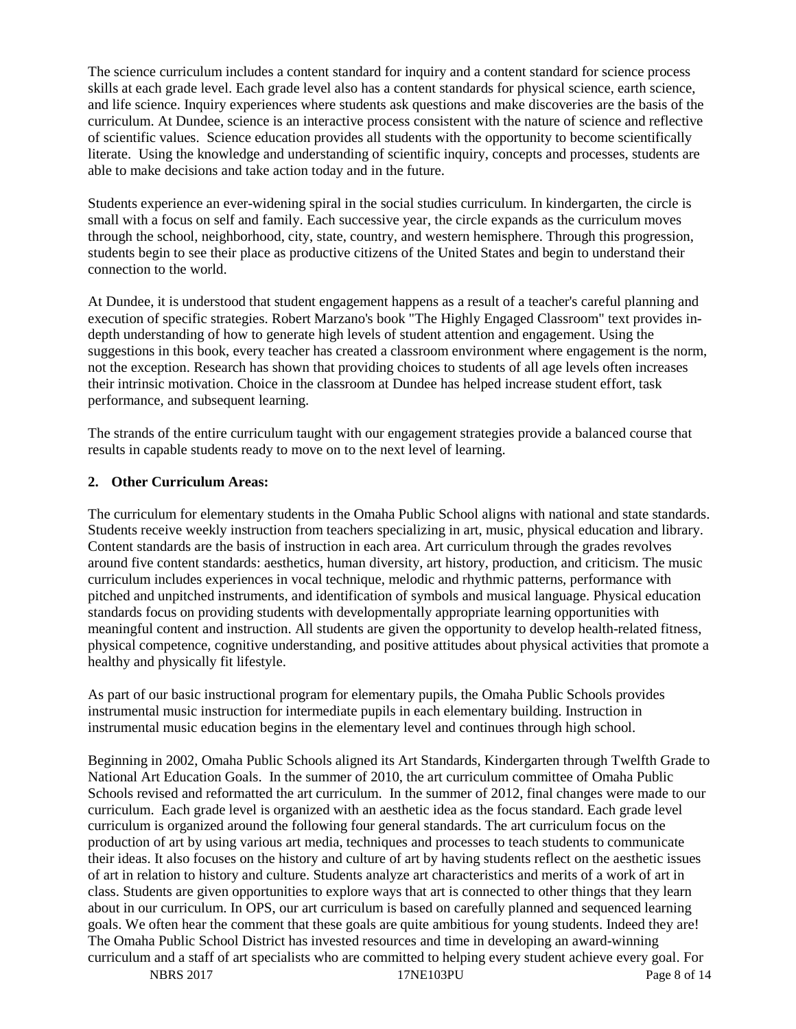The science curriculum includes a content standard for inquiry and a content standard for science process skills at each grade level. Each grade level also has a content standards for physical science, earth science, and life science. Inquiry experiences where students ask questions and make discoveries are the basis of the curriculum. At Dundee, science is an interactive process consistent with the nature of science and reflective of scientific values. Science education provides all students with the opportunity to become scientifically literate. Using the knowledge and understanding of scientific inquiry, concepts and processes, students are able to make decisions and take action today and in the future.

Students experience an ever-widening spiral in the social studies curriculum. In kindergarten, the circle is small with a focus on self and family. Each successive year, the circle expands as the curriculum moves through the school, neighborhood, city, state, country, and western hemisphere. Through this progression, students begin to see their place as productive citizens of the United States and begin to understand their connection to the world.

At Dundee, it is understood that student engagement happens as a result of a teacher's careful planning and execution of specific strategies. Robert Marzano's book "The Highly Engaged Classroom" text provides in-depth understanding of how to generate high levels of student attention and engagement. Using the suggestions in this book, every teacher has created a classroom environment where engagement is the norm, not the exception. Research has shown that providing choices to students of all age levels often increases their intrinsic motivation. Choice in the classroom at Dundee has helped increase student effort, task performance, and subsequent learning.

The strands of the entire curriculum taught with our engagement strategies provide a balanced course that results in capable students ready to move on to the next level of learning.

**2. Other Curriculum Areas:**

The curriculum for elementary students in the Omaha Public School aligns with national and state standards. Students receive weekly instruction from teachers specializing in art, music, physical education and library. Content standards are the basis of instruction in each area. Art curriculum through the grades revolves around five content standards: aesthetics, human diversity, art history, production, and criticism. The music curriculum includes experiences in vocal technique, melodic and rhythmic patterns, performance with pitched and unpitched instruments, and identification of symbols and musical language. Physical education standards focus on providing students with developmentally appropriate learning opportunities with meaningful content and instruction. All students are given the opportunity to develop health-related fitness, physical competence, cognitive understanding, and positive attitudes about physical activities that promote a healthy and physically fit lifestyle.

As part of our basic instructional program for elementary pupils, the Omaha Public Schools provides instrumental music instruction for intermediate pupils in each elementary building. Instruction in instrumental music education begins in the elementary level and continues through high school.

Beginning in 2002, Omaha Public Schools aligned its Art Standards, Kindergarten through Twelfth Grade to National Art Education Goals. In the summer of 2010, the art curriculum committee of Omaha Public Schools revised and reformatted the art curriculum. In the summer of 2012, final changes were made to our curriculum. Each grade level is organized with an aesthetic idea as the focus standard. Each grade level curriculum is organized around the following four general standards. The art curriculum focus on the production of art by using various art media, techniques and processes to teach students to communicate their ideas. It also focuses on the history and culture of art by having students reflect on the aesthetic issues of art in relation to history and culture. Students analyze art characteristics and merits of a work of art in class. Students are given opportunities to explore ways that art is connected to other things that they learn about in our curriculum. In OPS, our art curriculum is based on carefully planned and sequenced learning goals. We often hear the comment that these goals are quite ambitious for young students. Indeed they are! The Omaha Public School District has invested resources and time in developing an award-winning curriculum and a staff of art specialists who are committed to helping every student achieve every goal. For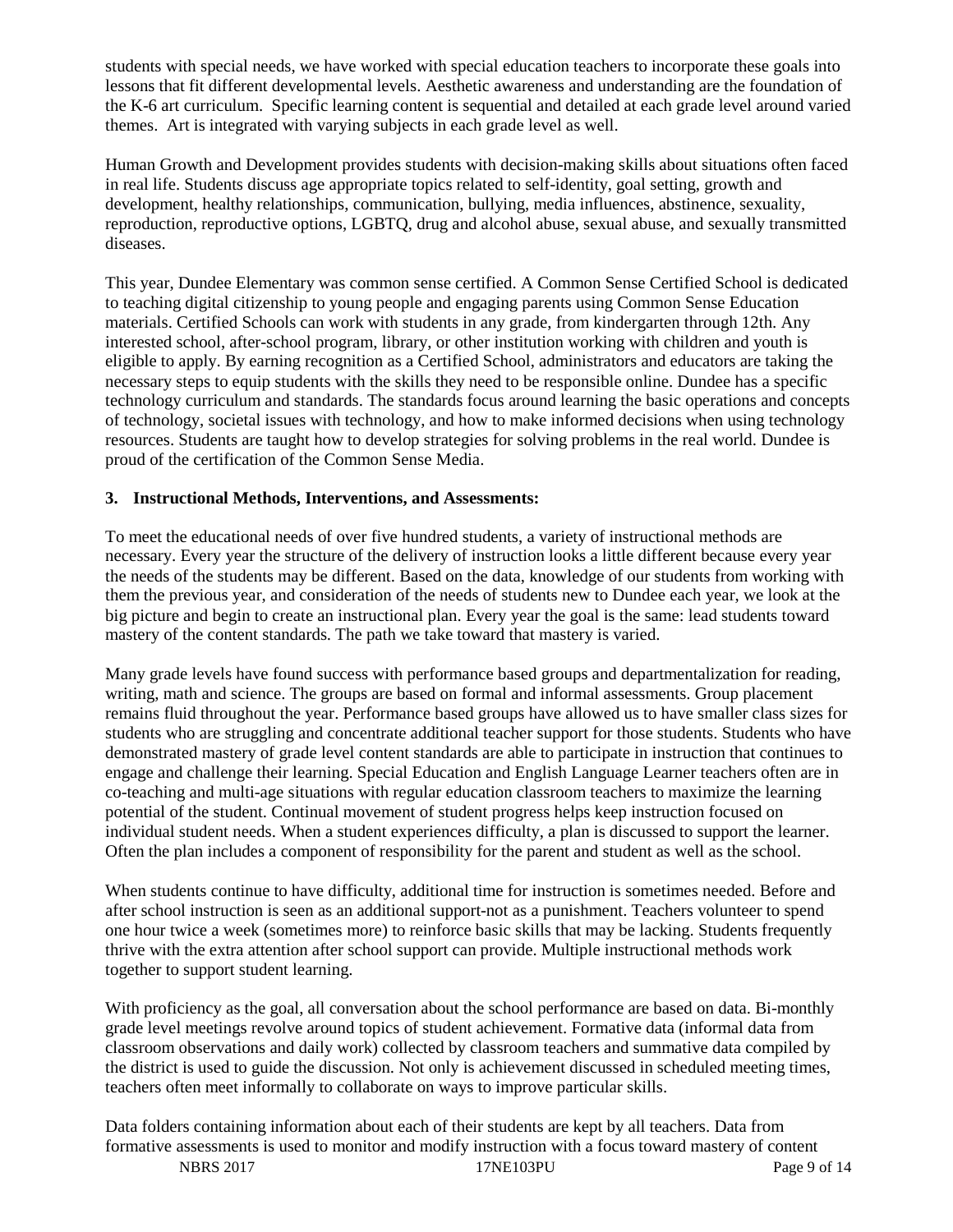students with special needs, we have worked with special education teachers to incorporate these goals into lessons that fit different developmental levels. Aesthetic awareness and understanding are the foundation of the K-6 art curriculum. Specific learning content is sequential and detailed at each grade level around varied themes. Art is integrated with varying subjects in each grade level as well.

Human Growth and Development provides students with decision-making skills about situations often faced in real life. Students discuss age appropriate topics related to self-identity, goal setting, growth and development, healthy relationships, communication, bullying, media influences, abstinence, sexuality, reproduction, reproductive options, LGBTQ, drug and alcohol abuse, sexual abuse, and sexually transmitted diseases.

This year, Dundee Elementary was common sense certified. A Common Sense Certified School is dedicated to teaching digital citizenship to young people and engaging parents using Common Sense Education materials. Certified Schools can work with students in any grade, from kindergarten through 12th. Any interested school, after-school program, library, or other institution working with children and youth is eligible to apply. By earning recognition as a Certified School, administrators and educators are taking the necessary steps to equip students with the skills they need to be responsible online. Dundee has a specific technology curriculum and standards. The standards focus around learning the basic operations and concepts of technology, societal issues with technology, and how to make informed decisions when using technology resources. Students are taught how to develop strategies for solving problems in the real world. Dundee is proud of the certification of the Common Sense Media.

**3. Instructional Methods, Interventions, and Assessments:**

To meet the educational needs of over five hundred students, a variety of instructional methods are necessary. Every year the structure of the delivery of instruction looks a little different because every year the needs of the students may be different. Based on the data, knowledge of our students from working with them the previous year, and consideration of the needs of students new to Dundee each year, we look at the big picture and begin to create an instructional plan. Every year the goal is the same: lead students toward mastery of the content standards. The path we take toward that mastery is varied.

Many grade levels have found success with performance based groups and departmentalization for reading, writing, math and science. The groups are based on formal and informal assessments. Group placement remains fluid throughout the year. Performance based groups have allowed us to have smaller class sizes for students who are struggling and concentrate additional teacher support for those students. Students who have demonstrated mastery of grade level content standards are able to participate in instruction that continues to engage and challenge their learning. Special Education and English Language Learner teachers often are in co-teaching and multi-age situations with regular education classroom teachers to maximize the learning potential of the student. Continual movement of student progress helps keep instruction focused on individual student needs. When a student experiences difficulty, a plan is discussed to support the learner. Often the plan includes a component of responsibility for the parent and student as well as the school.

When students continue to have difficulty, additional time for instruction is sometimes needed. Before and after school instruction is seen as an additional support-not as a punishment. Teachers volunteer to spend one hour twice a week (sometimes more) to reinforce basic skills that may be lacking. Students frequently thrive with the extra attention after school support can provide. Multiple instructional methods work together to support student learning.

With proficiency as the goal, all conversation about the school performance are based on data. Bi-monthly grade level meetings revolve around topics of student achievement. Formative data (informal data from classroom observations and daily work) collected by classroom teachers and summative data compiled by the district is used to guide the discussion. Not only is achievement discussed in scheduled meeting times, teachers often meet informally to collaborate on ways to improve particular skills.

Data folders containing information about each of their students are kept by all teachers. Data from formative assessments is used to monitor and modify instruction with a focus toward mastery of content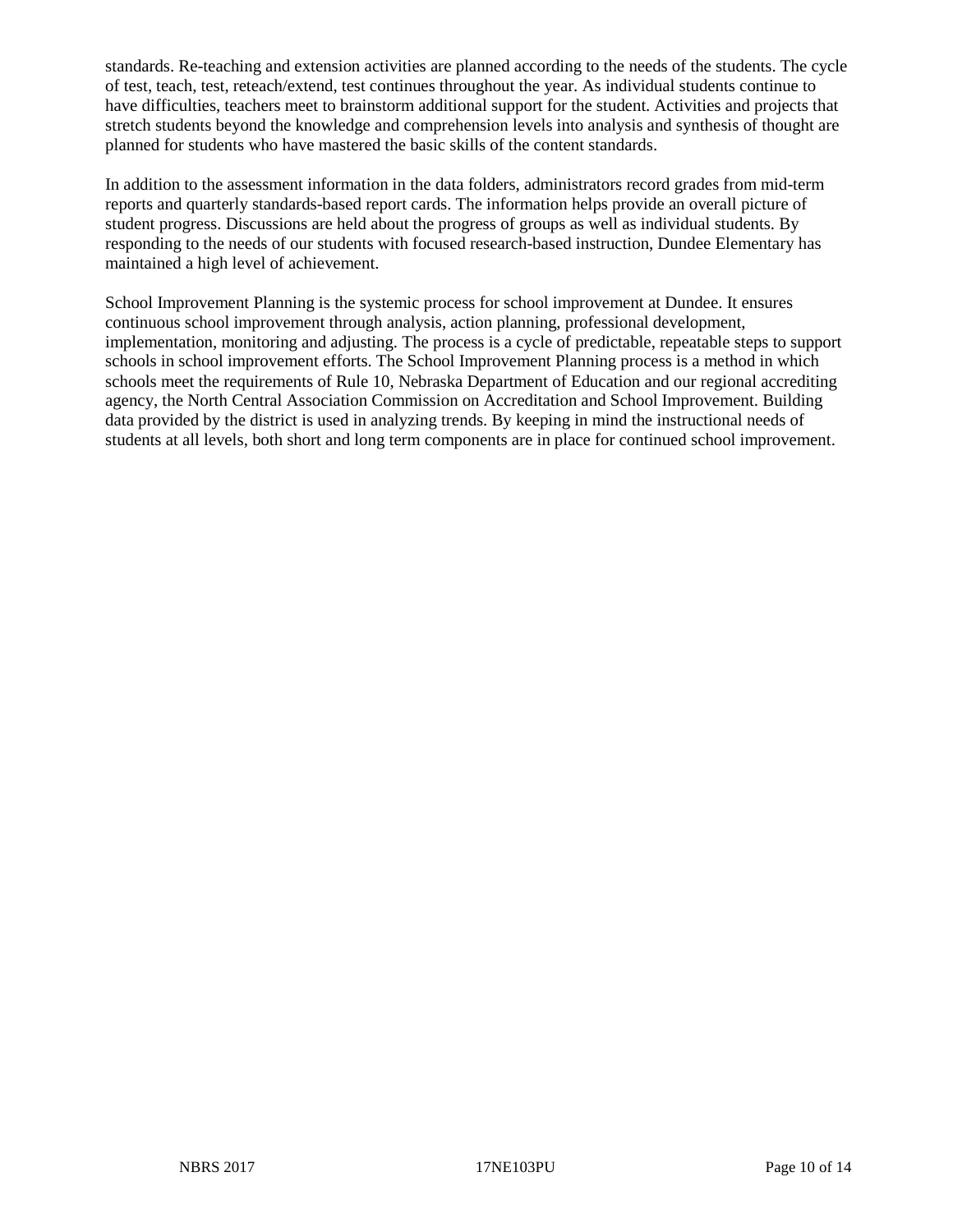standards. Re-teaching and extension activities are planned according to the needs of the students. The cycle of test, teach, test, reteach/extend, test continues throughout the year. As individual students continue to have difficulties, teachers meet to brainstorm additional support for the student. Activities and projects that stretch students beyond the knowledge and comprehension levels into analysis and synthesis of thought are planned for students who have mastered the basic skills of the content standards.

In addition to the assessment information in the data folders, administrators record grades from mid-term reports and quarterly standards-based report cards. The information helps provide an overall picture of student progress. Discussions are held about the progress of groups as well as individual students. By responding to the needs of our students with focused research-based instruction, Dundee Elementary has maintained a high level of achievement.

School Improvement Planning is the systemic process for school improvement at Dundee. It ensures continuous school improvement through analysis, action planning, professional development, implementation, monitoring and adjusting. The process is a cycle of predictable, repeatable steps to support schools in school improvement efforts. The School Improvement Planning process is a method in which schools meet the requirements of Rule 10, Nebraska Department of Education and our regional accrediting agency, the North Central Association Commission on Accreditation and School Improvement. Building data provided by the district is used in analyzing trends. By keeping in mind the instructional needs of students at all levels, both short and long term components are in place for continued school improvement.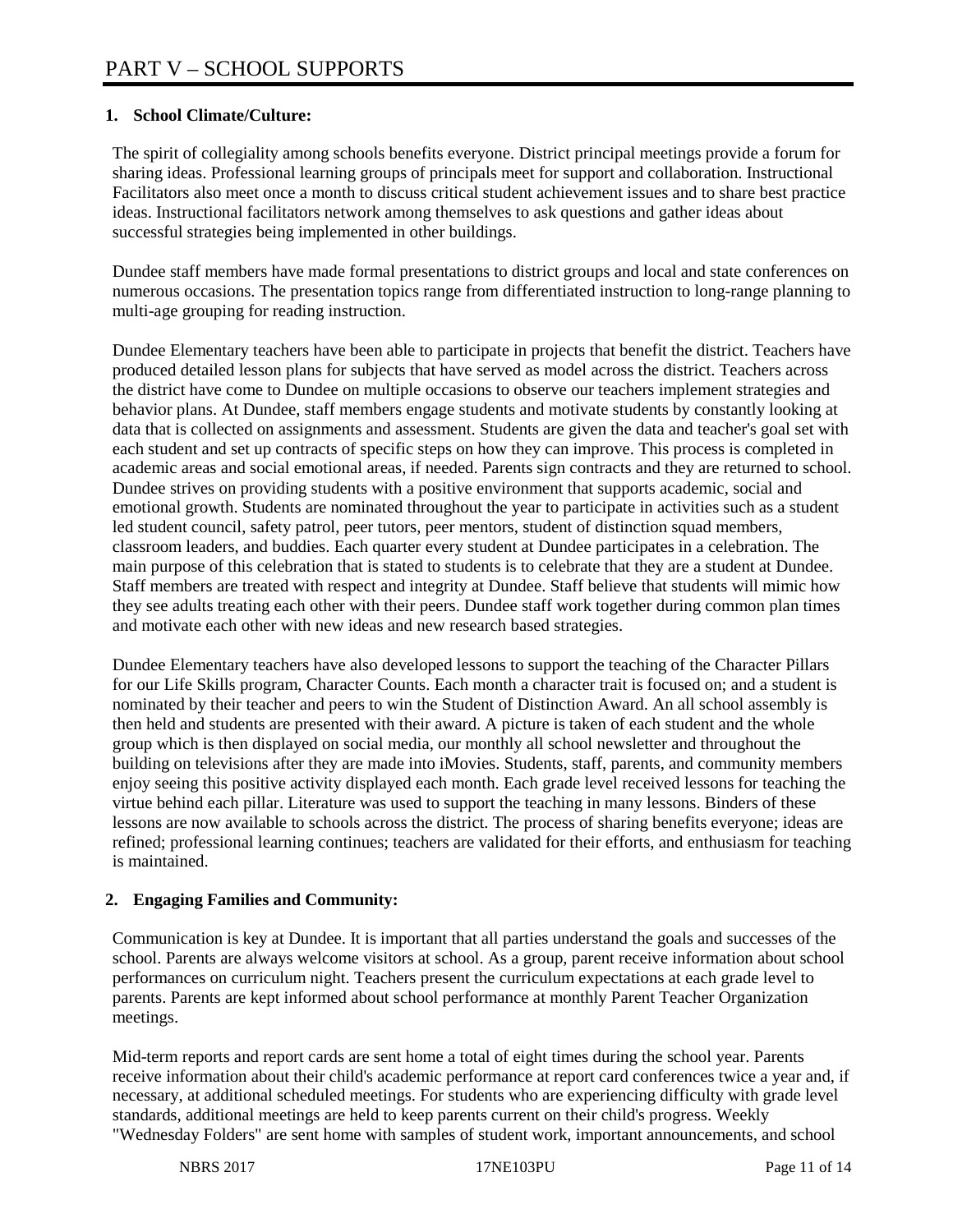# PART V – SCHOOL SUPPORTS

## 1. School Climate/Culture:

The spirit of collegiality among schools benefits everyone. District principal meetings provide a forum for sharing ideas. Professional learning groups of principals meet for support and collaboration. Instructional Facilitators also meet once a month to discuss critical student achievement issues and to share best practice ideas. Instructional facilitators network among themselves to ask questions and gather ideas about successful strategies being implemented in other buildings.

Dundee staff members have made formal presentations to district groups and local and state conferences on numerous occasions. The presentation topics range from differentiated instruction to long-range planning to multi-age grouping for reading instruction.

Dundee Elementary teachers have been able to participate in projects that benefit the district. Teachers have produced detailed lesson plans for subjects that have served as model across the district. Teachers across the district have come to Dundee on multiple occasions to observe our teachers implement strategies and behavior plans. At Dundee, staff members engage students and motivate students by constantly looking at data that is collected on assignments and assessment. Students are given the data and teacher's goal set with each student and set up contracts of specific steps on how they can improve. This process is completed in academic areas and social emotional areas, if needed. Parents sign contracts and they are returned to school. Dundee strives on providing students with a positive environment that supports academic, social and emotional growth. Students are nominated throughout the year to participate in activities such as a student led student council, safety patrol, peer tutors, peer mentors, student of distinction squad members, classroom leaders, and buddies. Each quarter every student at Dundee participates in a celebration. The main purpose of this celebration that is stated to students is to celebrate that they are a student at Dundee. Staff members are treated with respect and integrity at Dundee. Staff believe that students will mimic how they see adults treating each other with their peers. Dundee staff work together during common plan times and motivate each other with new ideas and new research based strategies.

Dundee Elementary teachers have also developed lessons to support the teaching of the Character Pillars for our Life Skills program, Character Counts. Each month a character trait is focused on; and a student is nominated by their teacher and peers to win the Student of Distinction Award. An all school assembly is then held and students are presented with their award. A picture is taken of each student and the whole group which is then displayed on social media, our monthly all school newsletter and throughout the building on televisions after they are made into iMovies. Students, staff, parents, and community members enjoy seeing this positive activity displayed each month. Each grade level received lessons for teaching the virtue behind each pillar. Literature was used to support the teaching in many lessons. Binders of these lessons are now available to schools across the district. The process of sharing benefits everyone; ideas are refined; professional learning continues; teachers are validated for their efforts, and enthusiasm for teaching is maintained.

## 2. Engaging Families and Community:

Communication is key at Dundee. It is important that all parties understand the goals and successes of the school. Parents are always welcome visitors at school. As a group, parent receive information about school performances on curriculum night. Teachers present the curriculum expectations at each grade level to parents. Parents are kept informed about school performance at monthly Parent Teacher Organization meetings.

Mid-term reports and report cards are sent home a total of eight times during the school year. Parents receive information about their child's academic performance at report card conferences twice a year and, if necessary, at additional scheduled meetings. For students who are experiencing difficulty with grade level standards, additional meetings are held to keep parents current on their child's progress. Weekly "Wednesday Folders" are sent home with samples of student work, important announcements, and school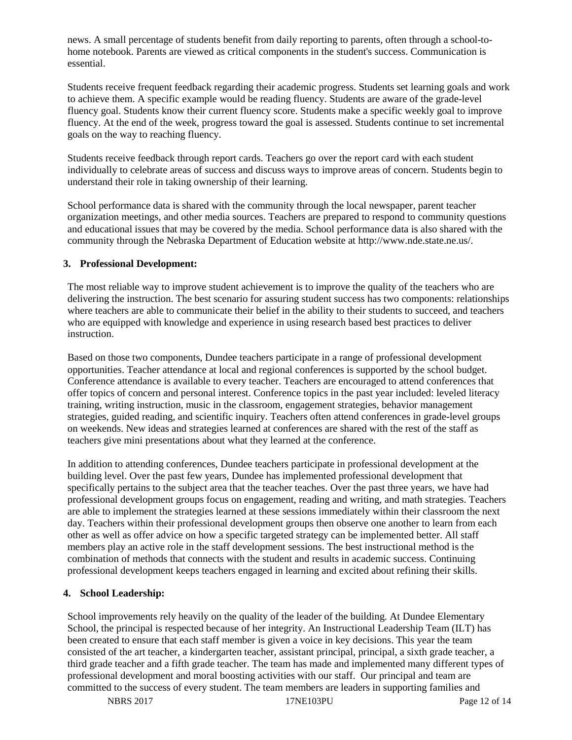news. A small percentage of students benefit from daily reporting to parents, often through a school-to-home notebook. Parents are viewed as critical components in the student's success. Communication is essential.

Students receive frequent feedback regarding their academic progress. Students set learning goals and work to achieve them. A specific example would be reading fluency. Students are aware of the grade-level fluency goal. Students know their current fluency score. Students make a specific weekly goal to improve fluency. At the end of the week, progress toward the goal is assessed. Students continue to set incremental goals on the way to reaching fluency.

Students receive feedback through report cards. Teachers go over the report card with each student individually to celebrate areas of success and discuss ways to improve areas of concern. Students begin to understand their role in taking ownership of their learning.

School performance data is shared with the community through the local newspaper, parent teacher organization meetings, and other media sources. Teachers are prepared to respond to community questions and educational issues that may be covered by the media. School performance data is also shared with the community through the Nebraska Department of Education website at http://www.nde.state.ne.us/.

**3. Professional Development:**

The most reliable way to improve student achievement is to improve the quality of the teachers who are delivering the instruction. The best scenario for assuring student success has two components: relationships where teachers are able to communicate their belief in the ability to their students to succeed, and teachers who are equipped with knowledge and experience in using research based best practices to deliver instruction.

Based on those two components, Dundee teachers participate in a range of professional development opportunities. Teacher attendance at local and regional conferences is supported by the school budget. Conference attendance is available to every teacher. Teachers are encouraged to attend conferences that offer topics of concern and personal interest. Conference topics in the past year included: leveled literacy training, writing instruction, music in the classroom, engagement strategies, behavior management strategies, guided reading, and scientific inquiry. Teachers often attend conferences in grade-level groups on weekends. New ideas and strategies learned at conferences are shared with the rest of the staff as teachers give mini presentations about what they learned at the conference.

In addition to attending conferences, Dundee teachers participate in professional development at the building level. Over the past few years, Dundee has implemented professional development that specifically pertains to the subject area that the teacher teaches. Over the past three years, we have had professional development groups focus on engagement, reading and writing, and math strategies. Teachers are able to implement the strategies learned at these sessions immediately within their classroom the next day. Teachers within their professional development groups then observe one another to learn from each other as well as offer advice on how a specific targeted strategy can be implemented better. All staff members play an active role in the staff development sessions. The best instructional method is the combination of methods that connects with the student and results in academic success. Continuing professional development keeps teachers engaged in learning and excited about refining their skills.

**4. School Leadership:**

School improvements rely heavily on the quality of the leader of the building. At Dundee Elementary School, the principal is respected because of her integrity. An Instructional Leadership Team (ILT) has been created to ensure that each staff member is given a voice in key decisions. This year the team consisted of the art teacher, a kindergarten teacher, assistant principal, principal, a sixth grade teacher, a third grade teacher and a fifth grade teacher. The team has made and implemented many different types of professional development and moral boosting activities with our staff. Our principal and team are committed to the success of every student. The team members are leaders in supporting families and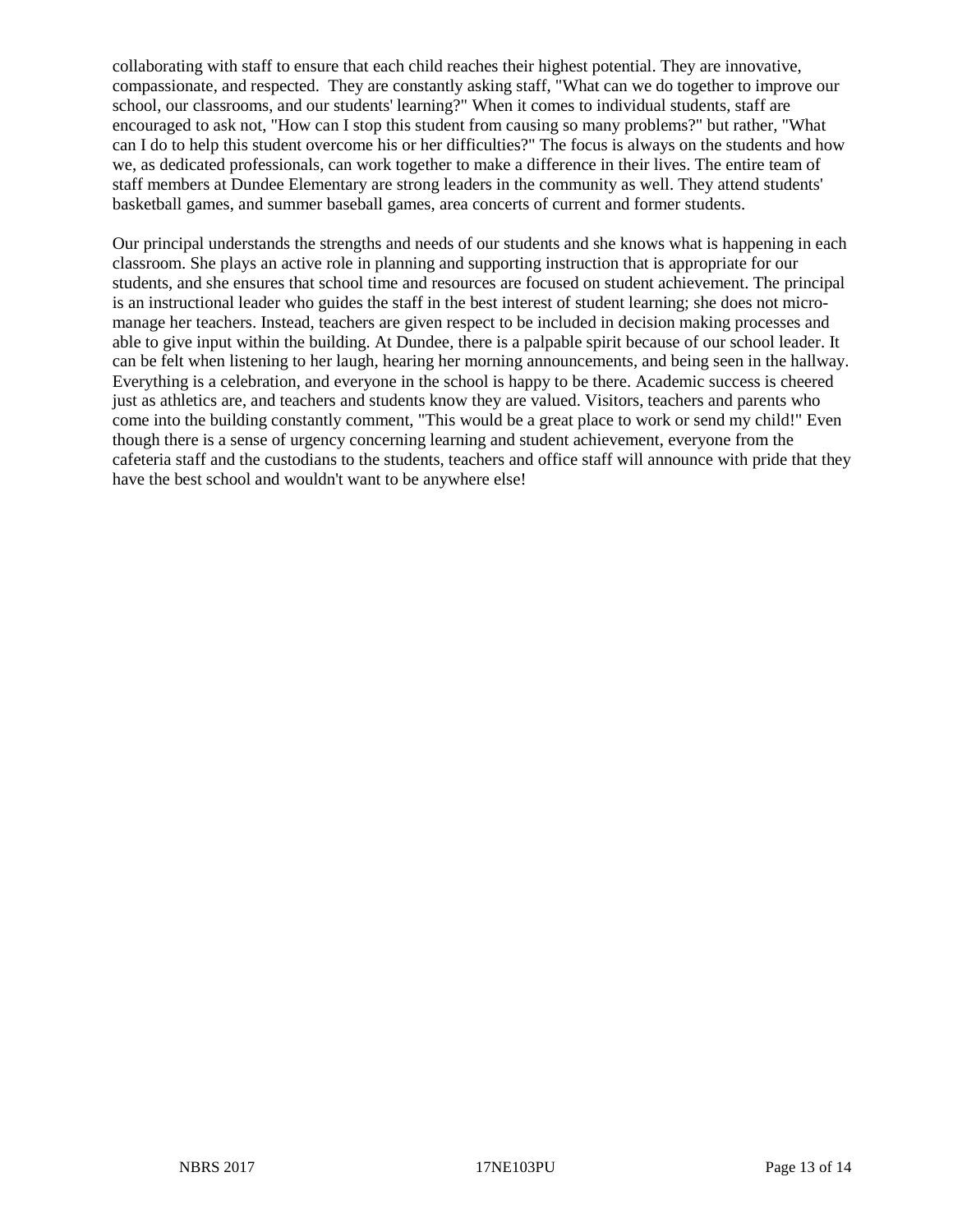collaborating with staff to ensure that each child reaches their highest potential. They are innovative, compassionate, and respected. They are constantly asking staff, "What can we do together to improve our school, our classrooms, and our students' learning?" When it comes to individual students, staff are encouraged to ask not, "How can I stop this student from causing so many problems?" but rather, "What can I do to help this student overcome his or her difficulties?" The focus is always on the students and how we, as dedicated professionals, can work together to make a difference in their lives. The entire team of staff members at Dundee Elementary are strong leaders in the community as well. They attend students' basketball games, and summer baseball games, area concerts of current and former students.

Our principal understands the strengths and needs of our students and she knows what is happening in each classroom. She plays an active role in planning and supporting instruction that is appropriate for our students, and she ensures that school time and resources are focused on student achievement. The principal is an instructional leader who guides the staff in the best interest of student learning; she does not micro-manage her teachers. Instead, teachers are given respect to be included in decision making processes and able to give input within the building. At Dundee, there is a palpable spirit because of our school leader. It can be felt when listening to her laugh, hearing her morning announcements, and being seen in the hallway. Everything is a celebration, and everyone in the school is happy to be there. Academic success is cheered just as athletics are, and teachers and students know they are valued. Visitors, teachers and parents who come into the building constantly comment, "This would be a great place to work or send my child!" Even though there is a sense of urgency concerning learning and student achievement, everyone from the cafeteria staff and the custodians to the students, teachers and office staff will announce with pride that they have the best school and wouldn't want to be anywhere else!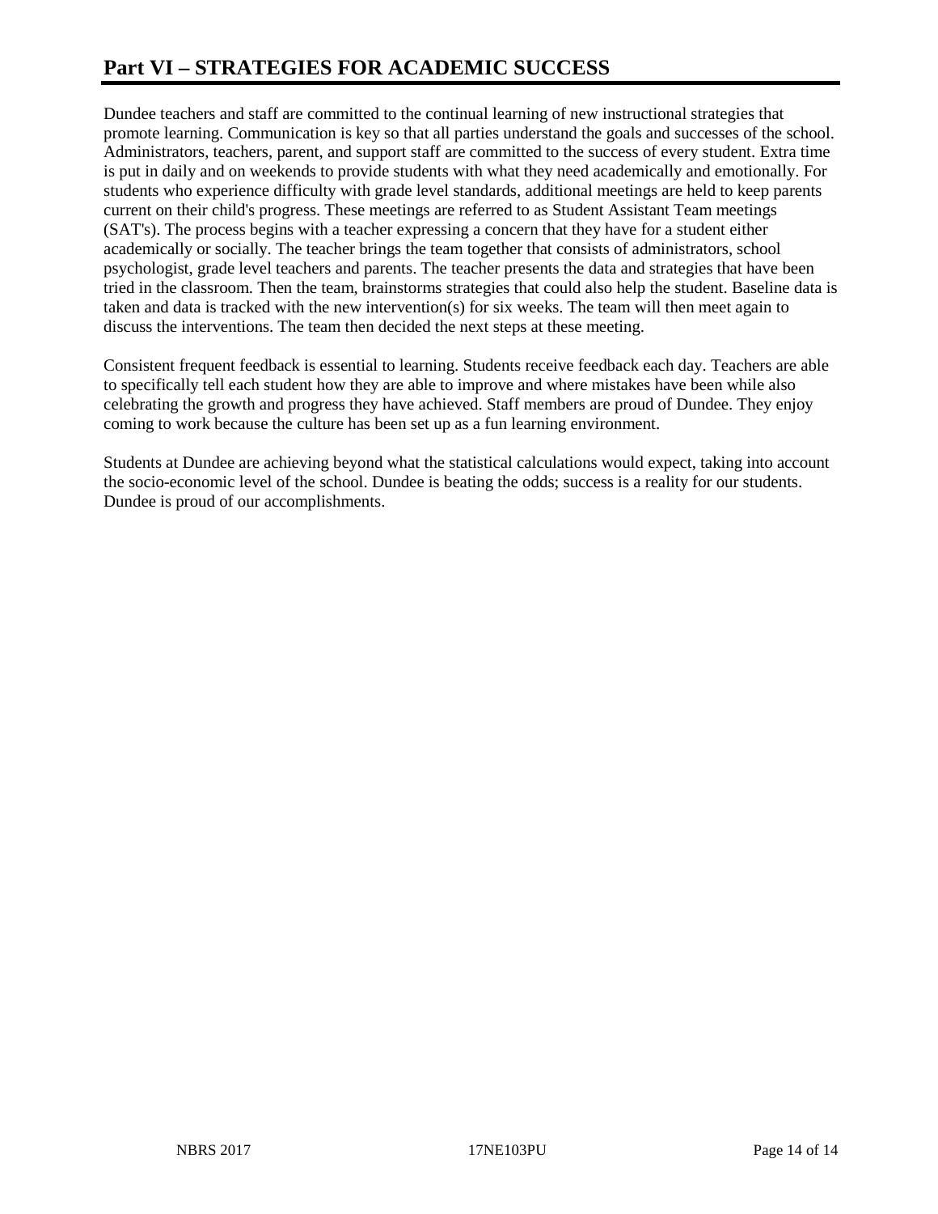# Part VI – STRATEGIES FOR ACADEMIC SUCCESS

Dundee teachers and staff are committed to the continual learning of new instructional strategies that promote learning. Communication is key so that all parties understand the goals and successes of the school. Administrators, teachers, parent, and support staff are committed to the success of every student. Extra time is put in daily and on weekends to provide students with what they need academically and emotionally. For students who experience difficulty with grade level standards, additional meetings are held to keep parents current on their child's progress. These meetings are referred to as Student Assistant Team meetings (SAT's). The process begins with a teacher expressing a concern that they have for a student either academically or socially. The teacher brings the team together that consists of administrators, school psychologist, grade level teachers and parents. The teacher presents the data and strategies that have been tried in the classroom. Then the team, brainstorms strategies that could also help the student. Baseline data is taken and data is tracked with the new intervention(s) for six weeks. The team will then meet again to discuss the interventions. The team then decided the next steps at these meeting.

Consistent frequent feedback is essential to learning. Students receive feedback each day. Teachers are able to specifically tell each student how they are able to improve and where mistakes have been while also celebrating the growth and progress they have achieved. Staff members are proud of Dundee. They enjoy coming to work because the culture has been set up as a fun learning environment.

Students at Dundee are achieving beyond what the statistical calculations would expect, taking into account the socio-economic level of the school. Dundee is beating the odds; success is a reality for our students. Dundee is proud of our accomplishments.